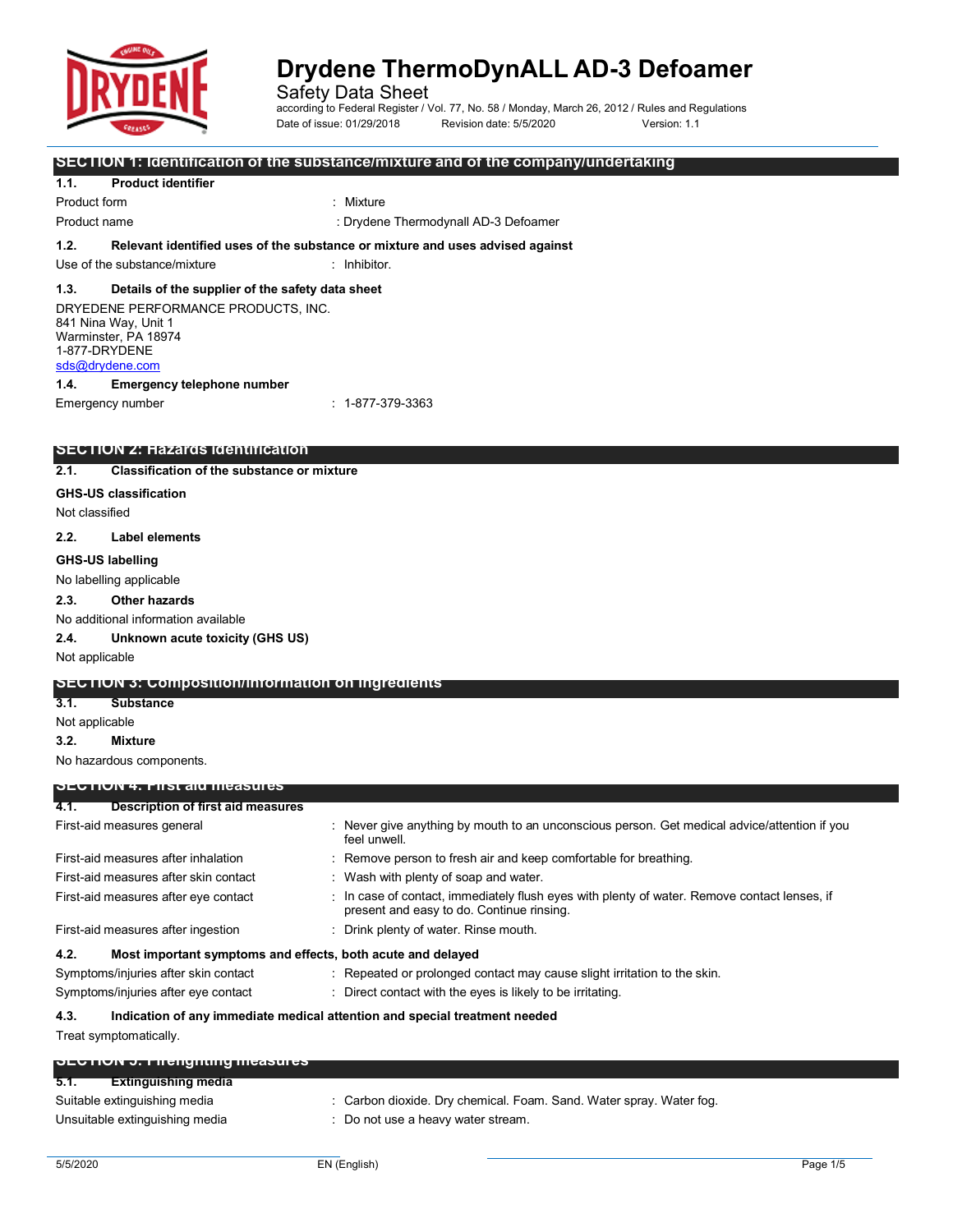# Drydene ThermoDynALL AD-3 Defoamer

Safety Data Sheet

according to Federal Register / Vol. 77, No. 58 / Monday, March 26, 2012 / Rules and Regulations

Date of issue: 01/29/2018 Revision date: 5/5/2020 Version: 1.1

## SECTION 1: Identification of the substance/mixture and of the company/undertaking

### 1.1. Product identifier

Product form : Mixture

Product name : Drydene Thermodynall AD-3 Defoamer

### 1.2. Relevant identified uses of the substance or mixture and uses advised against

Use of the substance/mixture : Inhibitor.

### 1.3. Details of the supplier of the safety data sheet

DRYEDENE PERFORMANCE PRODUCTS, INC.
841 Nina Way, Unit 1
Warminster, PA 18974
1-877-DRYDENE
sds@drydene.com

### 1.4. Emergency telephone number

Emergency number : 1-877-379-3363

## SECTION 2: Hazards identification

### 2.1. Classification of the substance or mixture

**GHS-US classification**

Not classified

### 2.2. Label elements

**GHS-US labelling**

No labelling applicable

### 2.3. Other hazards

No additional information available

### 2.4. Unknown acute toxicity (GHS US)

Not applicable

## SECTION 3: Composition/information on ingredients

### 3.1. Substance

Not applicable

### 3.2. Mixture

No hazardous components.

## SECTION 4: First aid measures

### 4.1. Description of first aid measures

First-aid measures general : Never give anything by mouth to an unconscious person. Get medical advice/attention if you feel unwell.

First-aid measures after inhalation : Remove person to fresh air and keep comfortable for breathing.

First-aid measures after skin contact : Wash with plenty of soap and water.

First-aid measures after eye contact : In case of contact, immediately flush eyes with plenty of water. Remove contact lenses, if present and easy to do. Continue rinsing.

First-aid measures after ingestion : Drink plenty of water. Rinse mouth.

### 4.2. Most important symptoms and effects, both acute and delayed

Symptoms/injuries after skin contact : Repeated or prolonged contact may cause slight irritation to the skin.

Symptoms/injuries after eye contact : Direct contact with the eyes is likely to be irritating.

### 4.3. Indication of any immediate medical attention and special treatment needed

Treat symptomatically.

## SECTION 5: Firefighting measures

### 5.1. Extinguishing media

Suitable extinguishing media : Carbon dioxide. Dry chemical. Foam. Sand. Water spray. Water fog.

Unsuitable extinguishing media : Do not use a heavy water stream.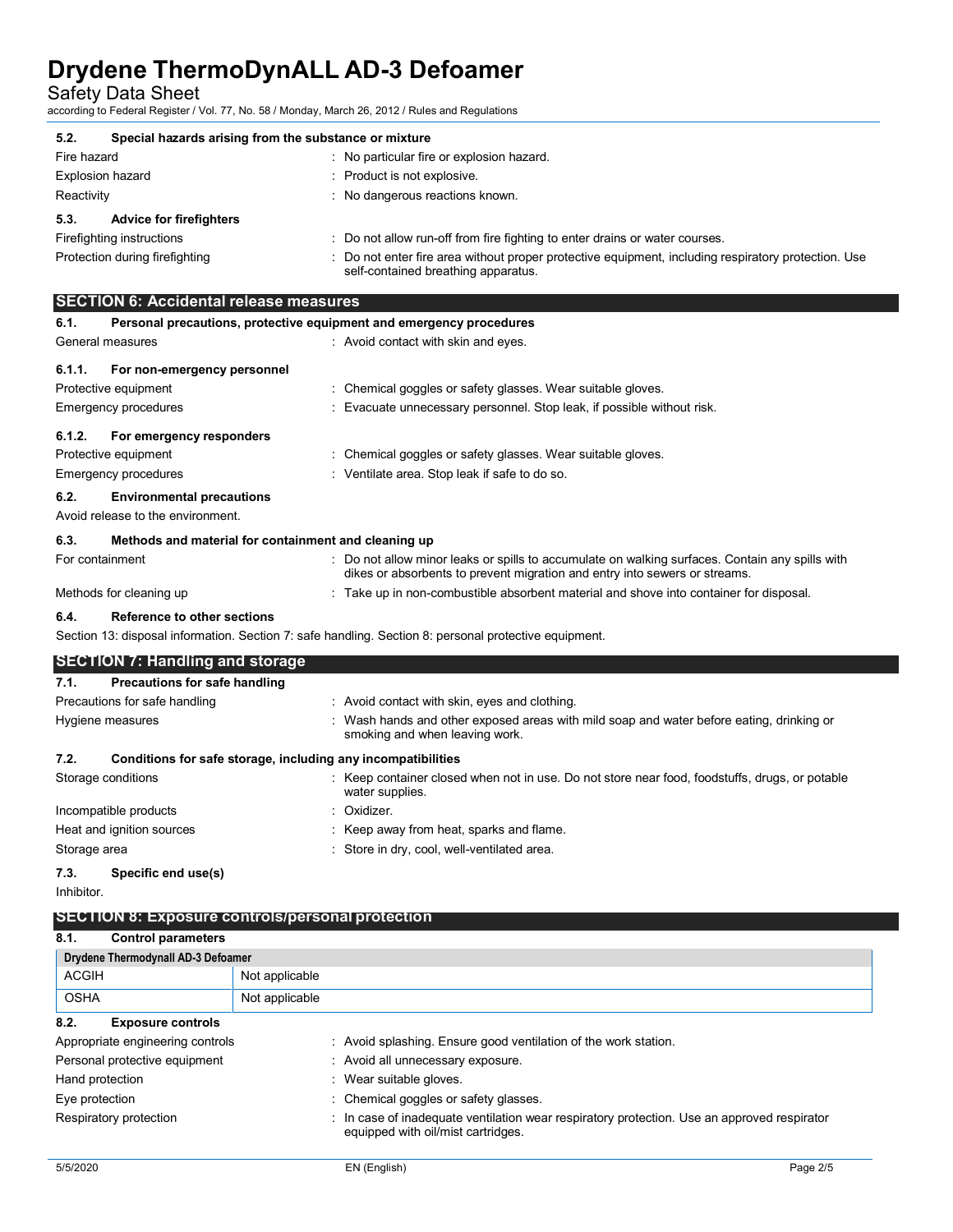### 5.2. Special hazards arising from the substance or mixture

Fire hazard : No particular fire or explosion hazard.

Explosion hazard : Product is not explosive.

Reactivity : No dangerous reactions known.

### 5.3. Advice for firefighters

Firefighting instructions : Do not allow run-off from fire fighting to enter drains or water courses.

Protection during firefighting : Do not enter fire area without proper protective equipment, including respiratory protection. Use self-contained breathing apparatus.

## SECTION 6: Accidental release measures

### 6.1. Personal precautions, protective equipment and emergency procedures

General measures : Avoid contact with skin and eyes.

#### 6.1.1. For non-emergency personnel

Protective equipment : Chemical goggles or safety glasses. Wear suitable gloves.

Emergency procedures : Evacuate unnecessary personnel. Stop leak, if possible without risk.

#### 6.1.2. For emergency responders

Protective equipment : Chemical goggles or safety glasses. Wear suitable gloves.

Emergency procedures : Ventilate area. Stop leak if safe to do so.

### 6.2. Environmental precautions

Avoid release to the environment.

### 6.3. Methods and material for containment and cleaning up

For containment : Do not allow minor leaks or spills to accumulate on walking surfaces. Contain any spills with dikes or absorbents to prevent migration and entry into sewers or streams.

Methods for cleaning up : Take up in non-combustible absorbent material and shove into container for disposal.

### 6.4. Reference to other sections

Section 13: disposal information. Section 7: safe handling. Section 8: personal protective equipment.

## SECTION 7: Handling and storage

### 7.1. Precautions for safe handling

Precautions for safe handling : Avoid contact with skin, eyes and clothing.

Hygiene measures : Wash hands and other exposed areas with mild soap and water before eating, drinking or smoking and when leaving work.

### 7.2. Conditions for safe storage, including any incompatibilities

Storage conditions : Keep container closed when not in use. Do not store near food, foodstuffs, drugs, or potable water supplies.

Incompatible products : Oxidizer.

Heat and ignition sources : Keep away from heat, sparks and flame.

Storage area : Store in dry, cool, well-ventilated area.

### 7.3. Specific end use(s)

Inhibitor.

## SECTION 8: Exposure controls/personal protection

### 8.1. Control parameters

| Drydene Thermodynall AD-3 Defoamer | |
|---|---|
| ACGIH | Not applicable |
| OSHA | Not applicable |

### 8.2. Exposure controls

Appropriate engineering controls : Avoid splashing. Ensure good ventilation of the work station.

Personal protective equipment : Avoid all unnecessary exposure.

Hand protection : Wear suitable gloves.

Eye protection : Chemical goggles or safety glasses.

Respiratory protection : In case of inadequate ventilation wear respiratory protection. Use an approved respirator equipped with oil/mist cartridges.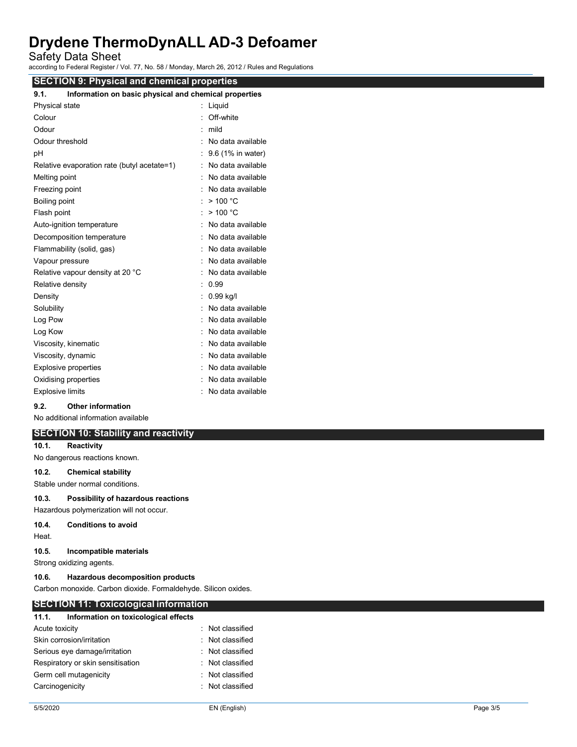## SECTION 9: Physical and chemical properties

### 9.1. Information on basic physical and chemical properties

| Property | Value |
|---|---|
| Physical state | Liquid |
| Colour | Off-white |
| Odour | mild |
| Odour threshold | No data available |
| pH | 9.6 (1% in water) |
| Relative evaporation rate (butyl acetate=1) | No data available |
| Melting point | No data available |
| Freezing point | No data available |
| Boiling point | > 100 °C |
| Flash point | > 100 °C |
| Auto-ignition temperature | No data available |
| Decomposition temperature | No data available |
| Flammability (solid, gas) | No data available |
| Vapour pressure | No data available |
| Relative vapour density at 20 °C | No data available |
| Relative density | 0.99 |
| Density | 0.99 kg/l |
| Solubility | No data available |
| Log Pow | No data available |
| Log Kow | No data available |
| Viscosity, kinematic | No data available |
| Viscosity, dynamic | No data available |
| Explosive properties | No data available |
| Oxidising properties | No data available |
| Explosive limits | No data available |

### 9.2. Other information

No additional information available

## SECTION 10: Stability and reactivity

### 10.1. Reactivity

No dangerous reactions known.

### 10.2. Chemical stability

Stable under normal conditions.

### 10.3. Possibility of hazardous reactions

Hazardous polymerization will not occur.

### 10.4. Conditions to avoid

Heat.

### 10.5. Incompatible materials

Strong oxidizing agents.

### 10.6. Hazardous decomposition products

Carbon monoxide. Carbon dioxide. Formaldehyde. Silicon oxides.

## SECTION 11: Toxicological information

### 11.1. Information on toxicological effects

| Effect | Classification |
|---|---|
| Acute toxicity | Not classified |
| Skin corrosion/irritation | Not classified |
| Serious eye damage/irritation | Not classified |
| Respiratory or skin sensitisation | Not classified |
| Germ cell mutagenicity | Not classified |
| Carcinogenicity | Not classified |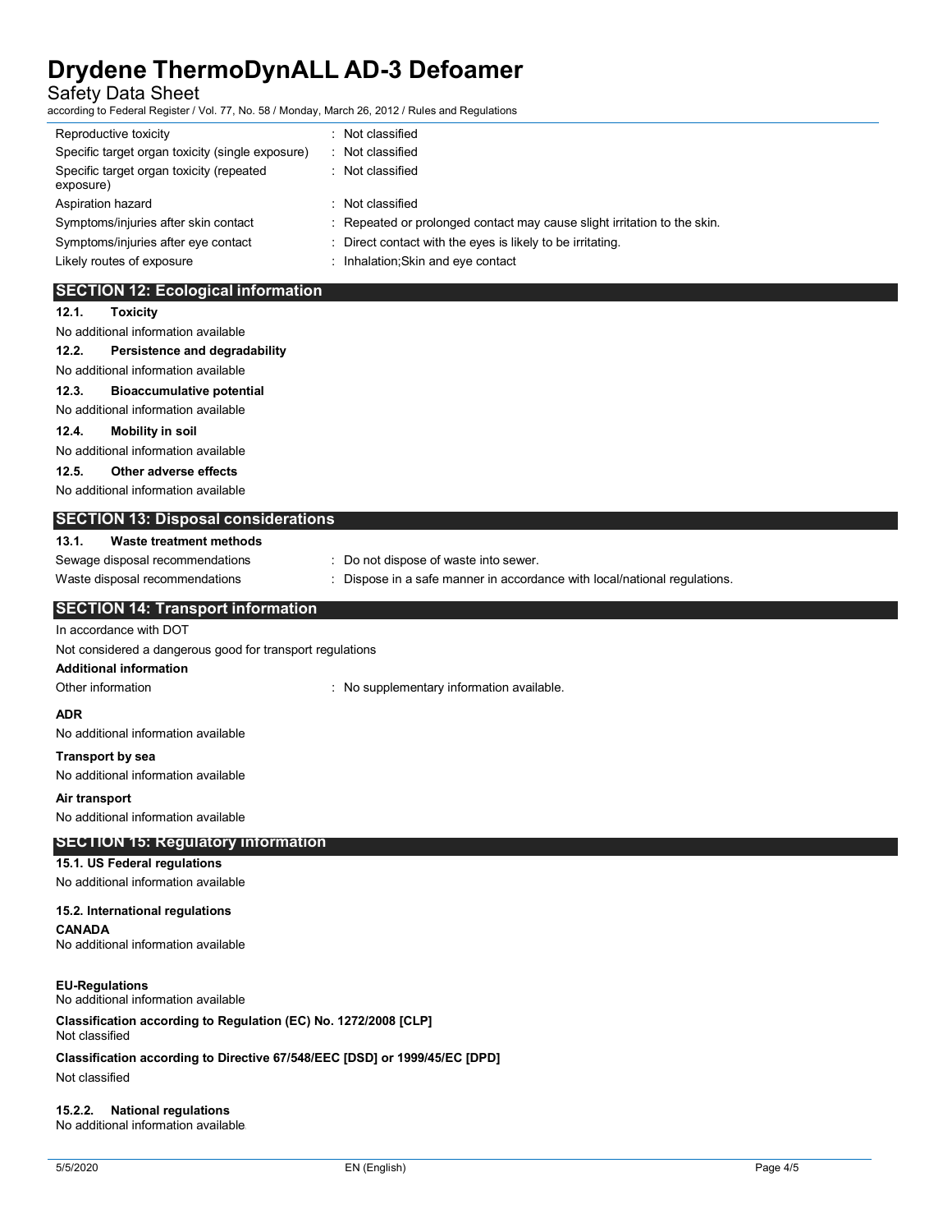| | |
|---|---|
| Reproductive toxicity | : Not classified |
| Specific target organ toxicity (single exposure) | : Not classified |
| Specific target organ toxicity (repeated exposure) | : Not classified |
| Aspiration hazard | : Not classified |
| Symptoms/injuries after skin contact | : Repeated or prolonged contact may cause slight irritation to the skin. |
| Symptoms/injuries after eye contact | : Direct contact with the eyes is likely to be irritating. |
| Likely routes of exposure | : Inhalation;Skin and eye contact |

## SECTION 12: Ecological information

### 12.1. Toxicity

No additional information available

### 12.2. Persistence and degradability

No additional information available

### 12.3. Bioaccumulative potential

No additional information available

### 12.4. Mobility in soil

No additional information available

### 12.5. Other adverse effects

No additional information available

## SECTION 13: Disposal considerations

### 13.1. Waste treatment methods

| | |
|---|---|
| Sewage disposal recommendations | : Do not dispose of waste into sewer. |
| Waste disposal recommendations | : Dispose in a safe manner in accordance with local/national regulations. |

## SECTION 14: Transport information

In accordance with DOT

Not considered a dangerous good for transport regulations

**Additional information**

Other information : No supplementary information available.

**ADR**

No additional information available

**Transport by sea**

No additional information available

**Air transport**

No additional information available

## SECTION 15: Regulatory information

**15.1. US Federal regulations**

No additional information available

**15.2. International regulations**

**CANADA**

No additional information available

**EU-Regulations**

No additional information available

**Classification according to Regulation (EC) No. 1272/2008 [CLP]**

Not classified

**Classification according to Directive 67/548/EEC [DSD] or 1999/45/EC [DPD]**

Not classified

**15.2.2. National regulations**

No additional information available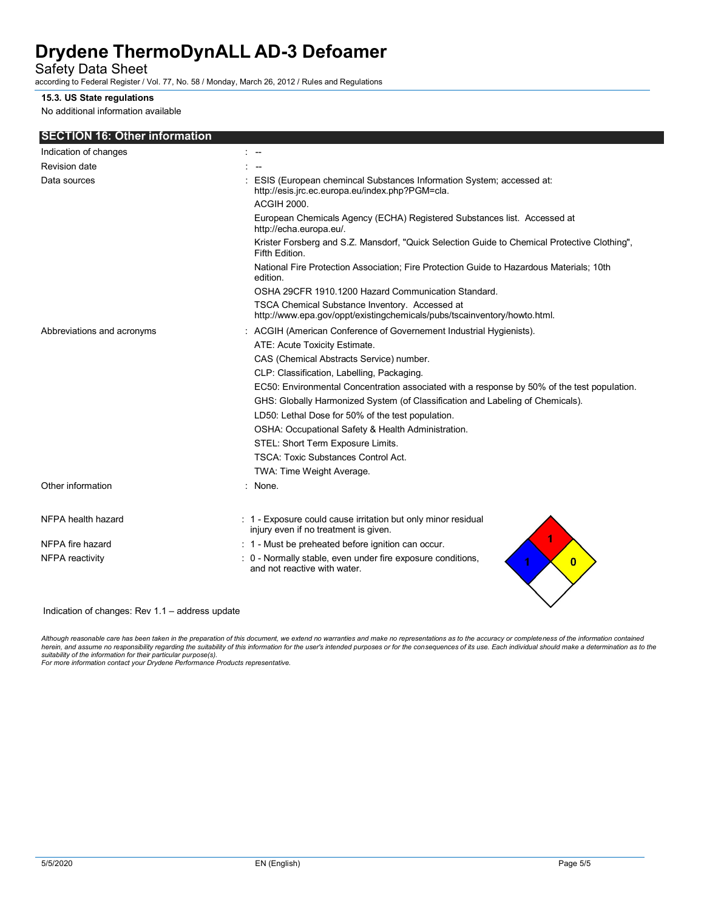### 15.3. US State regulations

No additional information available

## SECTION 16: Other information

| | |
|---|---|
| Indication of changes | : -- |
| Revision date | : -- |
| Data sources | : ESIS (European chemincal Substances Information System; accessed at: http://esis.jrc.ec.europa.eu/index.php?PGM=cla.<br>ACGIH 2000.<br>European Chemicals Agency (ECHA) Registered Substances list. Accessed at http://echa.europa.eu/.<br>Krister Forsberg and S.Z. Mansdorf, "Quick Selection Guide to Chemical Protective Clothing", Fifth Edition.<br>National Fire Protection Association; Fire Protection Guide to Hazardous Materials; 10th edition.<br>OSHA 29CFR 1910.1200 Hazard Communication Standard.<br>TSCA Chemical Substance Inventory. Accessed at http://www.epa.gov/oppt/existingchemicals/pubs/tscainventory/howto.html. |
| Abbreviations and acronyms | : ACGIH (American Conference of Governement Industrial Hygienists).<br>ATE: Acute Toxicity Estimate.<br>CAS (Chemical Abstracts Service) number.<br>CLP: Classification, Labelling, Packaging.<br>EC50: Environmental Concentration associated with a response by 50% of the test population.<br>GHS: Globally Harmonized System (of Classification and Labeling of Chemicals).<br>LD50: Lethal Dose for 50% of the test population.<br>OSHA: Occupational Safety & Health Administration.<br>STEL: Short Term Exposure Limits.<br>TSCA: Toxic Substances Control Act.<br>TWA: Time Weight Average. |
| Other information | : None. |

| | |
|---|---|
| NFPA health hazard | : 1 - Exposure could cause irritation but only minor residual injury even if no treatment is given. |
| NFPA fire hazard | : 1 - Must be preheated before ignition can occur. |
| NFPA reactivity | : 0 - Normally stable, even under fire exposure conditions, and not reactive with water. |

1
1
0

Indication of changes: Rev 1.1 – address update

*Although reasonable care has been taken in the preparation of this document, we extend no warranties and make no representations as to the accuracy or completeness of the information contained herein, and assume no responsibility regarding the suitability of this information for the user's intended purposes or for the consequences of its use. Each individual should make a determination as to the suitability of the information for their particular purpose(s).*
*For more information contact your Drydene Performance Products representative.*